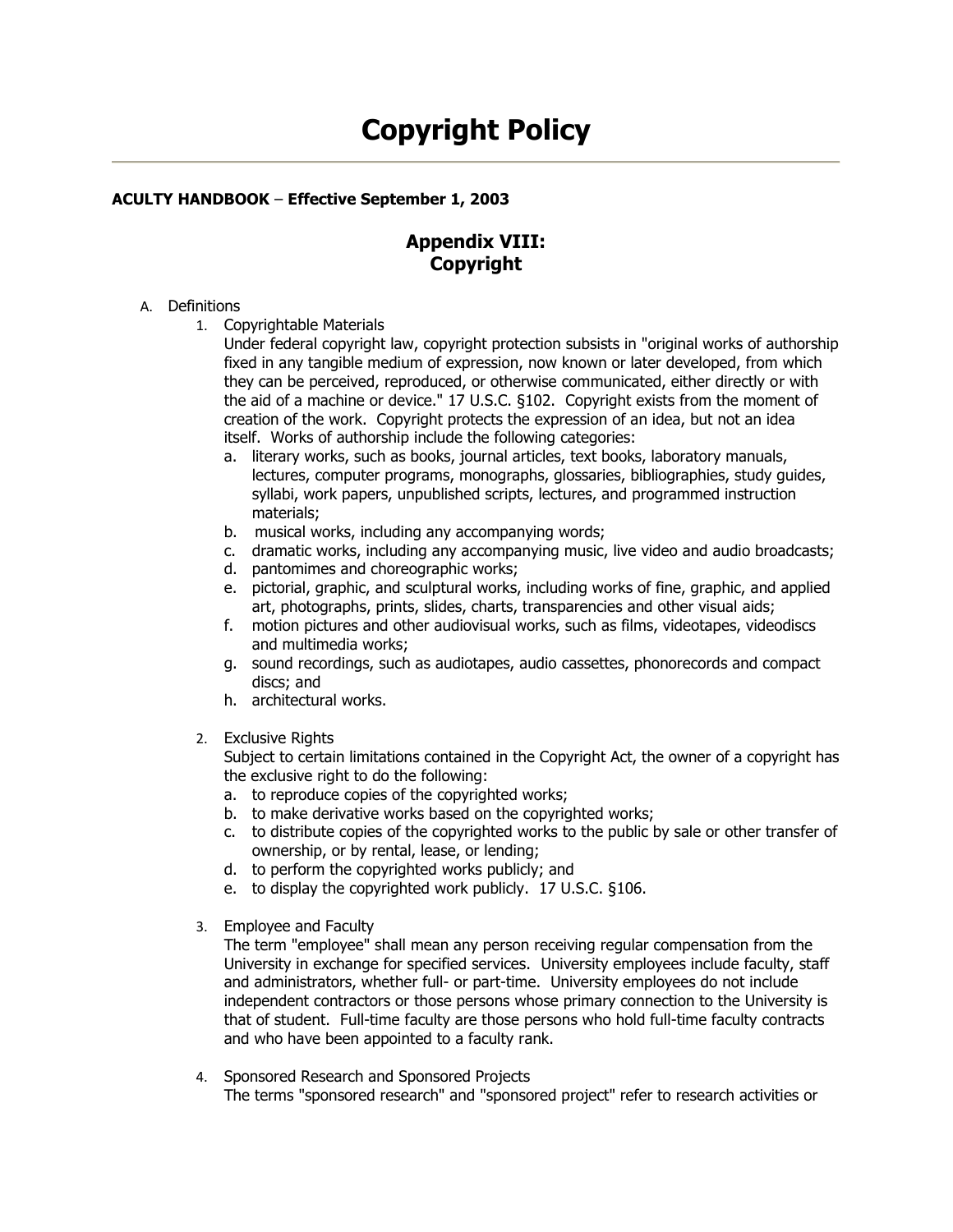# Copyright Policy

**ACULTY HANDBOOK – Effective September 1, 2003**

## Appendix VIII: Copyright

A. Definitions

1. Copyrightable Materials

   Under federal copyright law, copyright protection subsists in "original works of authorship fixed in any tangible medium of expression, now known or later developed, from which they can be perceived, reproduced, or otherwise communicated, either directly or with the aid of a machine or device." 17 U.S.C. §102. Copyright exists from the moment of creation of the work. Copyright protects the expression of an idea, but not an idea itself. Works of authorship include the following categories:

   a. literary works, such as books, journal articles, text books, laboratory manuals, lectures, computer programs, monographs, glossaries, bibliographies, study guides, syllabi, work papers, unpublished scripts, lectures, and programmed instruction materials;
   b. musical works, including any accompanying words;
   c. dramatic works, including any accompanying music, live video and audio broadcasts;
   d. pantomimes and choreographic works;
   e. pictorial, graphic, and sculptural works, including works of fine, graphic, and applied art, photographs, prints, slides, charts, transparencies and other visual aids;
   f. motion pictures and other audiovisual works, such as films, videotapes, videodiscs and multimedia works;
   g. sound recordings, such as audiotapes, audio cassettes, phonorecords and compact discs; and
   h. architectural works.

2. Exclusive Rights

   Subject to certain limitations contained in the Copyright Act, the owner of a copyright has the exclusive right to do the following:

   a. to reproduce copies of the copyrighted works;
   b. to make derivative works based on the copyrighted works;
   c. to distribute copies of the copyrighted works to the public by sale or other transfer of ownership, or by rental, lease, or lending;
   d. to perform the copyrighted works publicly; and
   e. to display the copyrighted work publicly. 17 U.S.C. §106.

3. Employee and Faculty

   The term "employee" shall mean any person receiving regular compensation from the University in exchange for specified services. University employees include faculty, staff and administrators, whether full- or part-time. University employees do not include independent contractors or those persons whose primary connection to the University is that of student. Full-time faculty are those persons who hold full-time faculty contracts and who have been appointed to a faculty rank.

4. Sponsored Research and Sponsored Projects

   The terms "sponsored research" and "sponsored project" refer to research activities or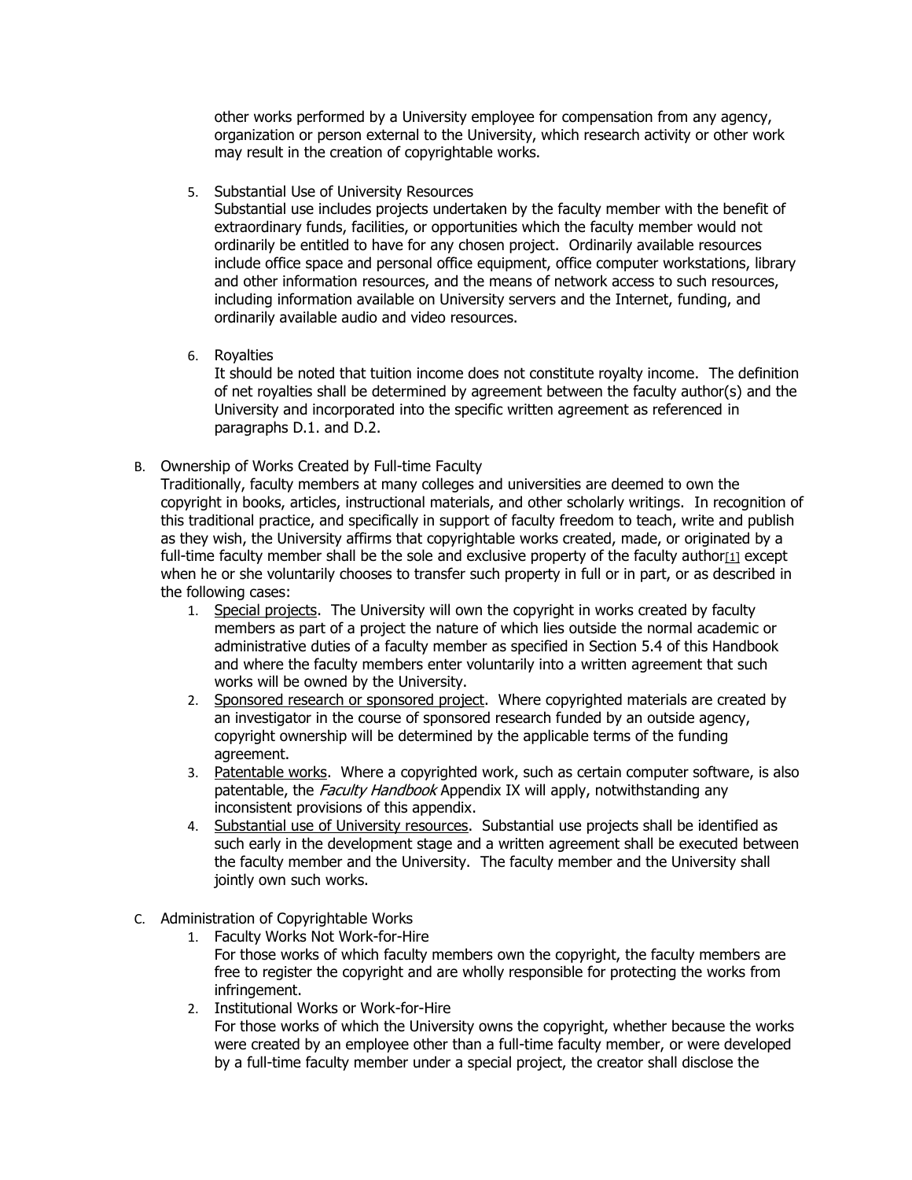other works performed by a University employee for compensation from any agency, organization or person external to the University, which research activity or other work may result in the creation of copyrightable works.

5. Substantial Use of University Resources
   Substantial use includes projects undertaken by the faculty member with the benefit of extraordinary funds, facilities, or opportunities which the faculty member would not ordinarily be entitled to have for any chosen project. Ordinarily available resources include office space and personal office equipment, office computer workstations, library and other information resources, and the means of network access to such resources, including information available on University servers and the Internet, funding, and ordinarily available audio and video resources.

6. Royalties
   It should be noted that tuition income does not constitute royalty income. The definition of net royalties shall be determined by agreement between the faculty author(s) and the University and incorporated into the specific written agreement as referenced in paragraphs D.1. and D.2.

B. Ownership of Works Created by Full-time Faculty
   Traditionally, faculty members at many colleges and universities are deemed to own the copyright in books, articles, instructional materials, and other scholarly writings. In recognition of this traditional practice, and specifically in support of faculty freedom to teach, write and publish as they wish, the University affirms that copyrightable works created, made, or originated by a full-time faculty member shall be the sole and exclusive property of the faculty author[1] except when he or she voluntarily chooses to transfer such property in full or in part, or as described in the following cases:
   1. Special projects. The University will own the copyright in works created by faculty members as part of a project the nature of which lies outside the normal academic or administrative duties of a faculty member as specified in Section 5.4 of this Handbook and where the faculty members enter voluntarily into a written agreement that such works will be owned by the University.
   2. Sponsored research or sponsored project. Where copyrighted materials are created by an investigator in the course of sponsored research funded by an outside agency, copyright ownership will be determined by the applicable terms of the funding agreement.
   3. Patentable works. Where a copyrighted work, such as certain computer software, is also patentable, the *Faculty Handbook* Appendix IX will apply, notwithstanding any inconsistent provisions of this appendix.
   4. Substantial use of University resources. Substantial use projects shall be identified as such early in the development stage and a written agreement shall be executed between the faculty member and the University. The faculty member and the University shall jointly own such works.

C. Administration of Copyrightable Works
   1. Faculty Works Not Work-for-Hire
      For those works of which faculty members own the copyright, the faculty members are free to register the copyright and are wholly responsible for protecting the works from infringement.
   2. Institutional Works or Work-for-Hire
      For those works of which the University owns the copyright, whether because the works were created by an employee other than a full-time faculty member, or were developed by a full-time faculty member under a special project, the creator shall disclose the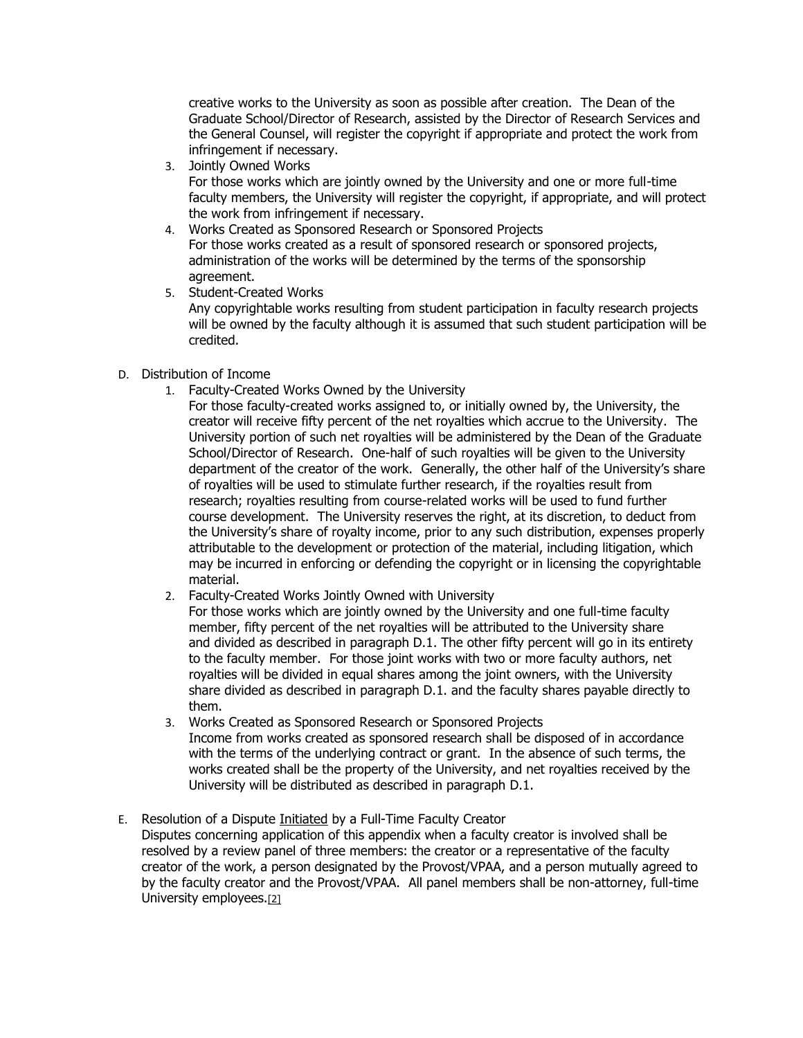creative works to the University as soon as possible after creation. The Dean of the Graduate School/Director of Research, assisted by the Director of Research Services and the General Counsel, will register the copyright if appropriate and protect the work from infringement if necessary.

3. Jointly Owned Works
   For those works which are jointly owned by the University and one or more full-time faculty members, the University will register the copyright, if appropriate, and will protect the work from infringement if necessary.
4. Works Created as Sponsored Research or Sponsored Projects
   For those works created as a result of sponsored research or sponsored projects, administration of the works will be determined by the terms of the sponsorship agreement.
5. Student-Created Works
   Any copyrightable works resulting from student participation in faculty research projects will be owned by the faculty although it is assumed that such student participation will be credited.

D. Distribution of Income

1. Faculty-Created Works Owned by the University
   For those faculty-created works assigned to, or initially owned by, the University, the creator will receive fifty percent of the net royalties which accrue to the University. The University portion of such net royalties will be administered by the Dean of the Graduate School/Director of Research. One-half of such royalties will be given to the University department of the creator of the work. Generally, the other half of the University's share of royalties will be used to stimulate further research, if the royalties result from research; royalties resulting from course-related works will be used to fund further course development. The University reserves the right, at its discretion, to deduct from the University's share of royalty income, prior to any such distribution, expenses properly attributable to the development or protection of the material, including litigation, which may be incurred in enforcing or defending the copyright or in licensing the copyrightable material.
2. Faculty-Created Works Jointly Owned with University
   For those works which are jointly owned by the University and one full-time faculty member, fifty percent of the net royalties will be attributed to the University share and divided as described in paragraph D.1. The other fifty percent will go in its entirety to the faculty member. For those joint works with two or more faculty authors, net royalties will be divided in equal shares among the joint owners, with the University share divided as described in paragraph D.1. and the faculty shares payable directly to them.
3. Works Created as Sponsored Research or Sponsored Projects
   Income from works created as sponsored research shall be disposed of in accordance with the terms of the underlying contract or grant. In the absence of such terms, the works created shall be the property of the University, and net royalties received by the University will be distributed as described in paragraph D.1.

E. Resolution of a Dispute <u>Initiated</u> by a Full-Time Faculty Creator

Disputes concerning application of this appendix when a faculty creator is involved shall be resolved by a review panel of three members: the creator or a representative of the faculty creator of the work, a person designated by the Provost/VPAA, and a person mutually agreed to by the faculty creator and the Provost/VPAA. All panel members shall be non-attorney, full-time University employees.[2]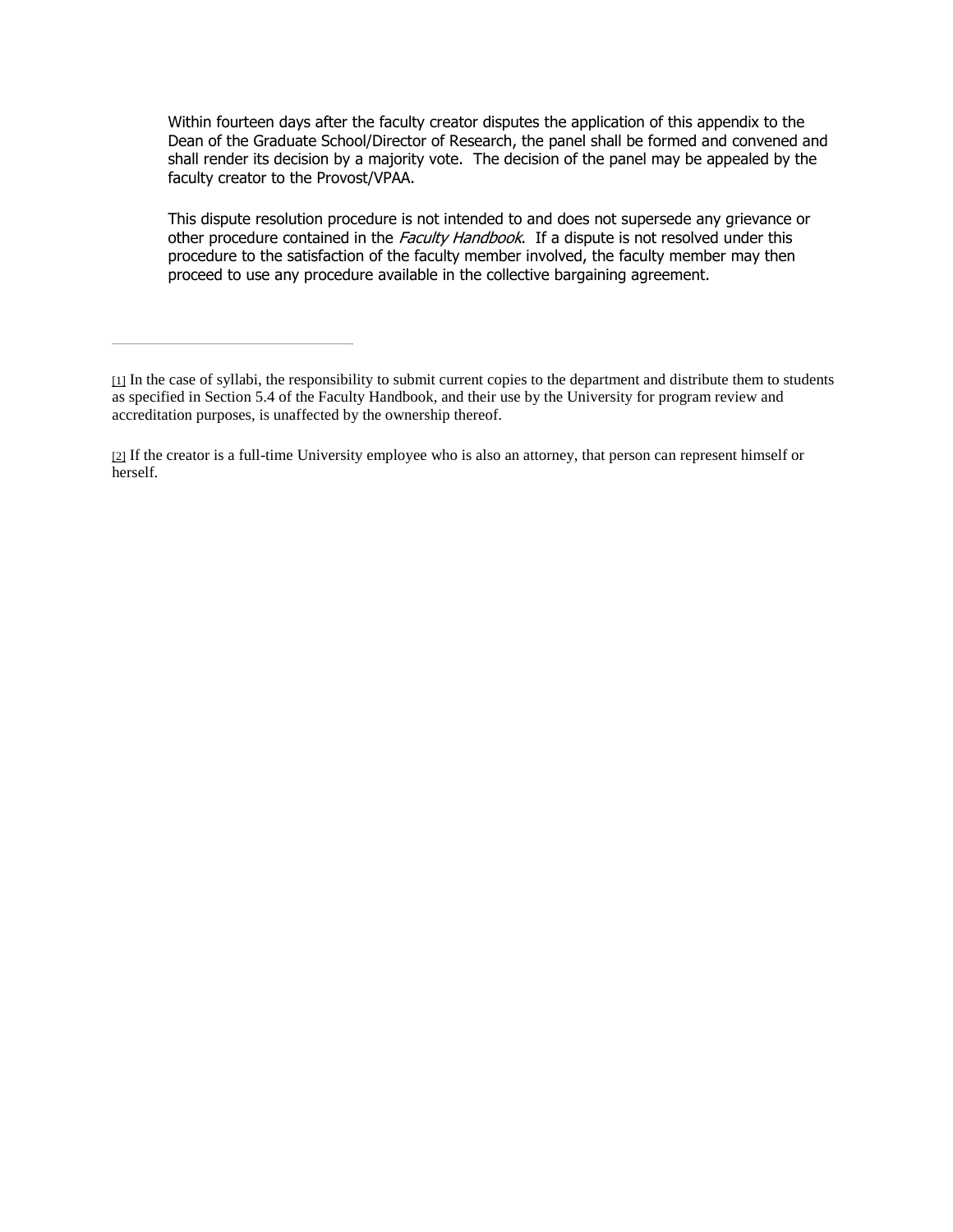Within fourteen days after the faculty creator disputes the application of this appendix to the Dean of the Graduate School/Director of Research, the panel shall be formed and convened and shall render its decision by a majority vote. The decision of the panel may be appealed by the faculty creator to the Provost/VPAA.

This dispute resolution procedure is not intended to and does not supersede any grievance or other procedure contained in the *Faculty Handbook*. If a dispute is not resolved under this procedure to the satisfaction of the faculty member involved, the faculty member may then proceed to use any procedure available in the collective bargaining agreement.

---

[1] In the case of syllabi, the responsibility to submit current copies to the department and distribute them to students as specified in Section 5.4 of the Faculty Handbook, and their use by the University for program review and accreditation purposes, is unaffected by the ownership thereof.

[2] If the creator is a full-time University employee who is also an attorney, that person can represent himself or herself.